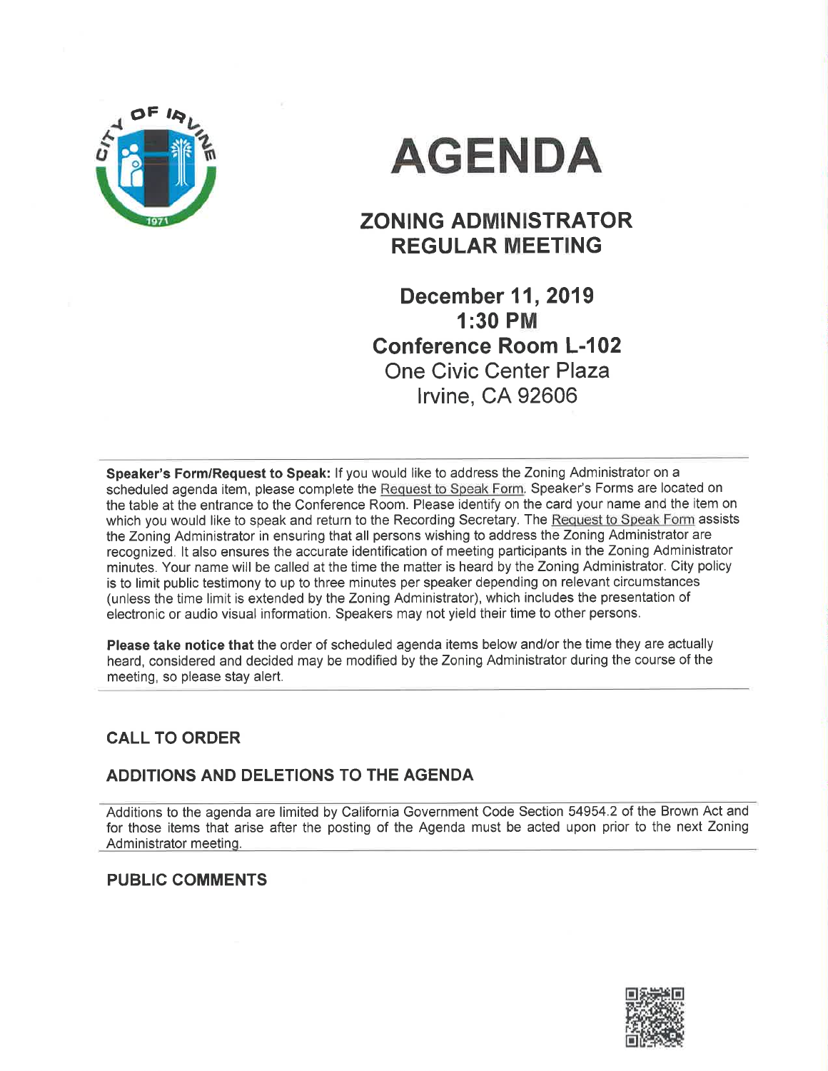# AGENDA

## ZONING ADMINISTRATOR REGULAR MEETING

**December 11, 2019**
**1:30 PM**
**Conference Room L-102**
One Civic Center Plaza
Irvine, CA 92606

---

**Speaker's Form/Request to Speak:** If you would like to address the Zoning Administrator on a scheduled agenda item, please complete the Request to Speak Form. Speaker's Forms are located on the table at the entrance to the Conference Room. Please identify on the card your name and the item on which you would like to speak and return to the Recording Secretary. The Request to Speak Form assists the Zoning Administrator in ensuring that all persons wishing to address the Zoning Administrator are recognized. It also ensures the accurate identification of meeting participants in the Zoning Administrator minutes. Your name will be called at the time the matter is heard by the Zoning Administrator. City policy is to limit public testimony to up to three minutes per speaker depending on relevant circumstances (unless the time limit is extended by the Zoning Administrator), which includes the presentation of electronic or audio visual information. Speakers may not yield their time to other persons.

**Please take notice that** the order of scheduled agenda items below and/or the time they are actually heard, considered and decided may be modified by the Zoning Administrator during the course of the meeting, so please stay alert.

---

### CALL TO ORDER

### ADDITIONS AND DELETIONS TO THE AGENDA

Additions to the agenda are limited by California Government Code Section 54954.2 of the Brown Act and for those items that arise after the posting of the Agenda must be acted upon prior to the next Zoning Administrator meeting.

### PUBLIC COMMENTS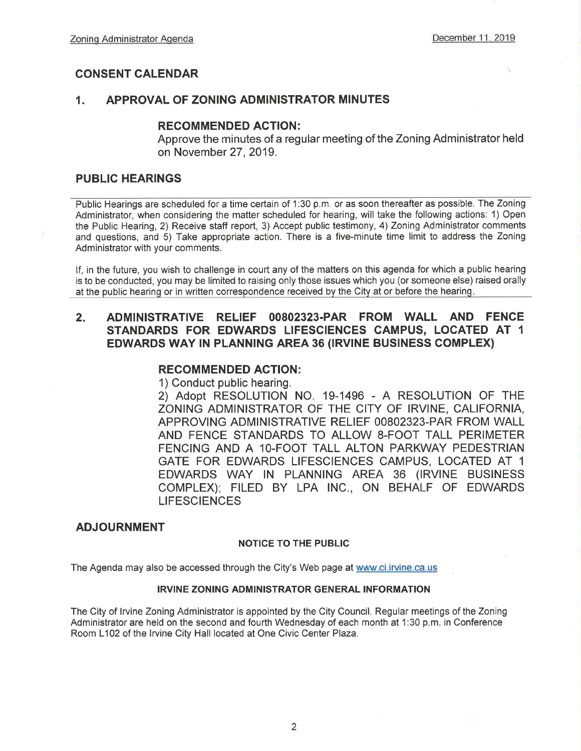## CONSENT CALENDAR

### 1. APPROVAL OF ZONING ADMINISTRATOR MINUTES

**RECOMMENDED ACTION:**

Approve the minutes of a regular meeting of the Zoning Administrator held on November 27, 2019.

## PUBLIC HEARINGS

Public Hearings are scheduled for a time certain of 1:30 p.m. or as soon thereafter as possible. The Zoning Administrator, when considering the matter scheduled for hearing, will take the following actions: 1) Open the Public Hearing, 2) Receive staff report, 3) Accept public testimony, 4) Zoning Administrator comments and questions, and 5) Take appropriate action. There is a five-minute time limit to address the Zoning Administrator with your comments.

If, in the future, you wish to challenge in court any of the matters on this agenda for which a public hearing is to be conducted, you may be limited to raising only those issues which you (or someone else) raised orally at the public hearing or in written correspondence received by the City at or before the hearing.

### 2. ADMINISTRATIVE RELIEF 00802323-PAR FROM WALL AND FENCE STANDARDS FOR EDWARDS LIFESCIENCES CAMPUS, LOCATED AT 1 EDWARDS WAY IN PLANNING AREA 36 (IRVINE BUSINESS COMPLEX)

**RECOMMENDED ACTION:**

1) Conduct public hearing.

2) Adopt RESOLUTION NO. 19-1496 - A RESOLUTION OF THE ZONING ADMINISTRATOR OF THE CITY OF IRVINE, CALIFORNIA, APPROVING ADMINISTRATIVE RELIEF 00802323-PAR FROM WALL AND FENCE STANDARDS TO ALLOW 8-FOOT TALL PERIMETER FENCING AND A 10-FOOT TALL ALTON PARKWAY PEDESTRIAN GATE FOR EDWARDS LIFESCIENCES CAMPUS, LOCATED AT 1 EDWARDS WAY IN PLANNING AREA 36 (IRVINE BUSINESS COMPLEX); FILED BY LPA INC., ON BEHALF OF EDWARDS LIFESCIENCES

## ADJOURNMENT

**NOTICE TO THE PUBLIC**

The Agenda may also be accessed through the City's Web page at www.ci.irvine.ca.us

**IRVINE ZONING ADMINISTRATOR GENERAL INFORMATION**

The City of Irvine Zoning Administrator is appointed by the City Council. Regular meetings of the Zoning Administrator are held on the second and fourth Wednesday of each month at 1:30 p.m. in Conference Room L102 of the Irvine City Hall located at One Civic Center Plaza.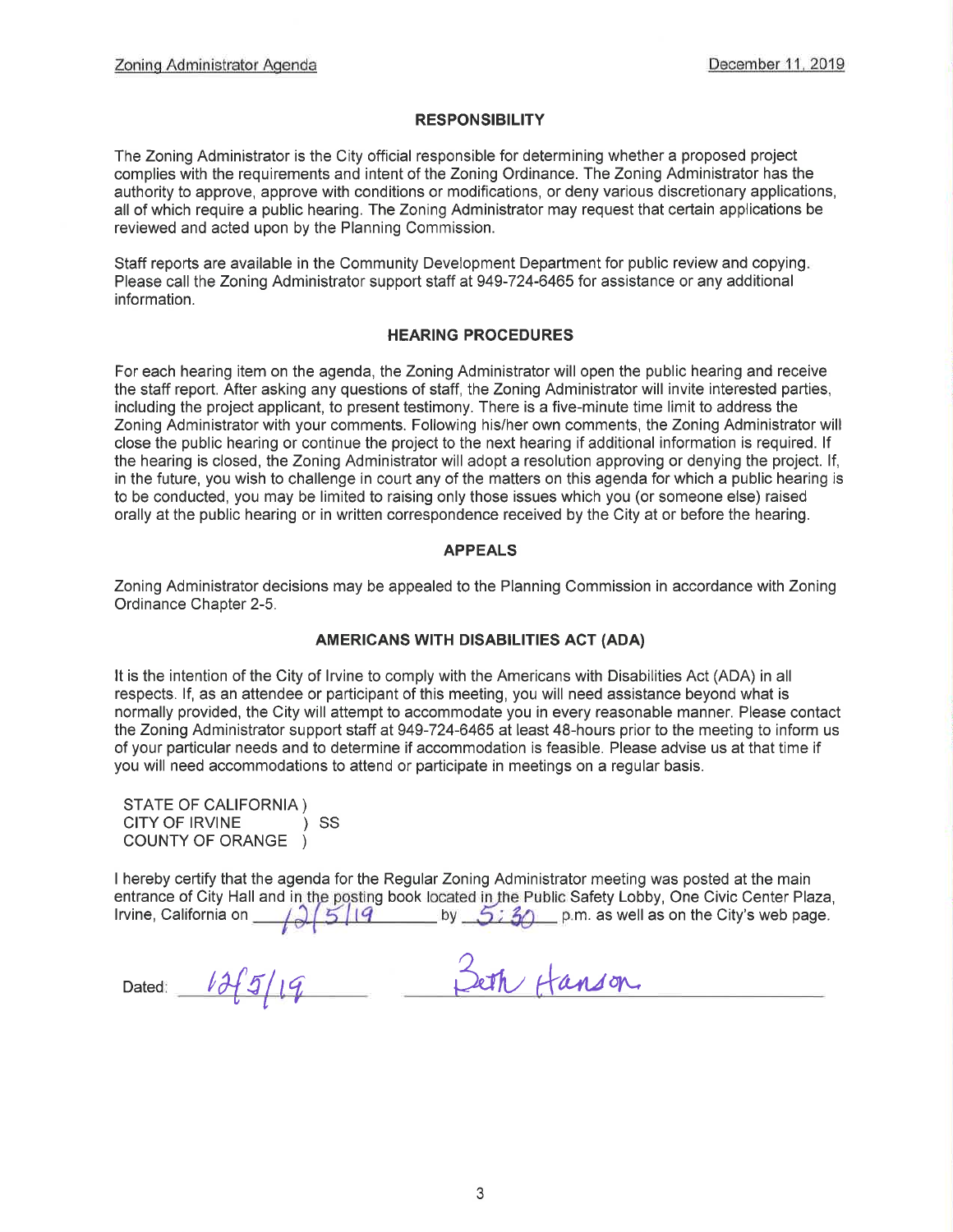## RESPONSIBILITY

The Zoning Administrator is the City official responsible for determining whether a proposed project complies with the requirements and intent of the Zoning Ordinance. The Zoning Administrator has the authority to approve, approve with conditions or modifications, or deny various discretionary applications, all of which require a public hearing. The Zoning Administrator may request that certain applications be reviewed and acted upon by the Planning Commission.

Staff reports are available in the Community Development Department for public review and copying. Please call the Zoning Administrator support staff at 949-724-6465 for assistance or any additional information.

## HEARING PROCEDURES

For each hearing item on the agenda, the Zoning Administrator will open the public hearing and receive the staff report. After asking any questions of staff, the Zoning Administrator will invite interested parties, including the project applicant, to present testimony. There is a five-minute time limit to address the Zoning Administrator with your comments. Following his/her own comments, the Zoning Administrator will close the public hearing or continue the project to the next hearing if additional information is required. If the hearing is closed, the Zoning Administrator will adopt a resolution approving or denying the project. If, in the future, you wish to challenge in court any of the matters on this agenda for which a public hearing is to be conducted, you may be limited to raising only those issues which you (or someone else) raised orally at the public hearing or in written correspondence received by the City at or before the hearing.

## APPEALS

Zoning Administrator decisions may be appealed to the Planning Commission in accordance with Zoning Ordinance Chapter 2-5.

## AMERICANS WITH DISABILITIES ACT (ADA)

It is the intention of the City of Irvine to comply with the Americans with Disabilities Act (ADA) in all respects. If, as an attendee or participant of this meeting, you will need assistance beyond what is normally provided, the City will attempt to accommodate you in every reasonable manner. Please contact the Zoning Administrator support staff at 949-724-6465 at least 48-hours prior to the meeting to inform us of your particular needs and to determine if accommodation is feasible. Please advise us at that time if you will need accommodations to attend or participate in meetings on a regular basis.

STATE OF CALIFORNIA )
CITY OF IRVINE ) SS
COUNTY OF ORANGE )

I hereby certify that the agenda for the Regular Zoning Administrator meeting was posted at the main entrance of City Hall and in the posting book located in the Public Safety Lobby, One Civic Center Plaza, Irvine, California on 12/5/19 by 5:30 p.m. as well as on the City's web page.

Dated: 12/5/19 Beth Hanson